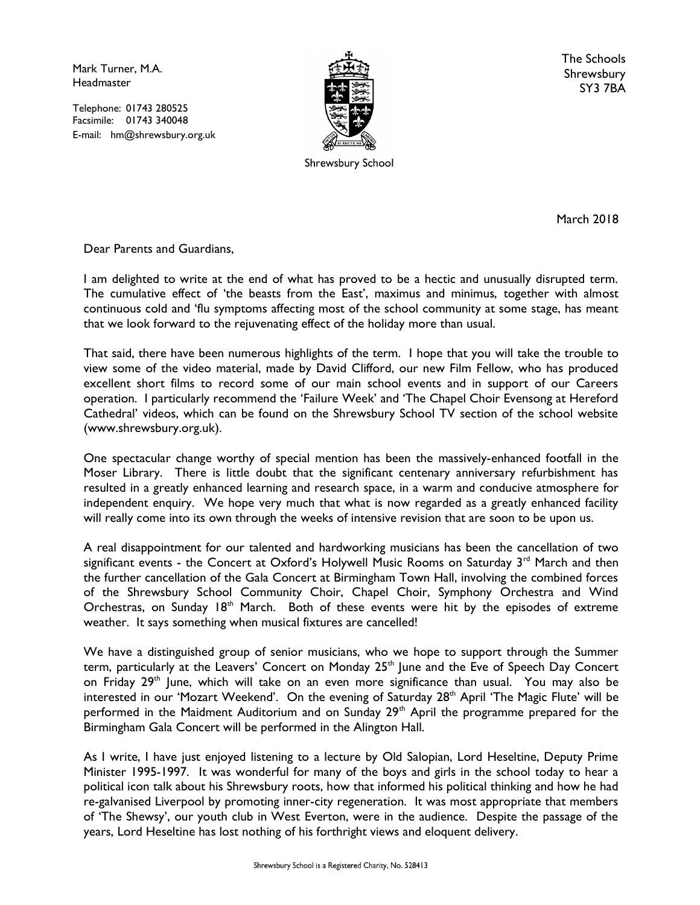Mark Turner, M.A.
Headmaster

Telephone: 01743 280525
Facsimile: 01743 340048
E-mail: hm@shrewsbury.org.uk

Shrewsbury School

The Schools
Shrewsbury
SY3 7BA

March 2018

Dear Parents and Guardians,

I am delighted to write at the end of what has proved to be a hectic and unusually disrupted term. The cumulative effect of 'the beasts from the East', maximus and minimus, together with almost continuous cold and 'flu symptoms affecting most of the school community at some stage, has meant that we look forward to the rejuvenating effect of the holiday more than usual.

That said, there have been numerous highlights of the term. I hope that you will take the trouble to view some of the video material, made by David Clifford, our new Film Fellow, who has produced excellent short films to record some of our main school events and in support of our Careers operation. I particularly recommend the 'Failure Week' and 'The Chapel Choir Evensong at Hereford Cathedral' videos, which can be found on the Shrewsbury School TV section of the school website (www.shrewsbury.org.uk).

One spectacular change worthy of special mention has been the massively-enhanced footfall in the Moser Library. There is little doubt that the significant centenary anniversary refurbishment has resulted in a greatly enhanced learning and research space, in a warm and conducive atmosphere for independent enquiry. We hope very much that what is now regarded as a greatly enhanced facility will really come into its own through the weeks of intensive revision that are soon to be upon us.

A real disappointment for our talented and hardworking musicians has been the cancellation of two significant events - the Concert at Oxford's Holywell Music Rooms on Saturday 3rd March and then the further cancellation of the Gala Concert at Birmingham Town Hall, involving the combined forces of the Shrewsbury School Community Choir, Chapel Choir, Symphony Orchestra and Wind Orchestras, on Sunday 18th March. Both of these events were hit by the episodes of extreme weather. It says something when musical fixtures are cancelled!

We have a distinguished group of senior musicians, who we hope to support through the Summer term, particularly at the Leavers' Concert on Monday 25th June and the Eve of Speech Day Concert on Friday 29th June, which will take on an even more significance than usual. You may also be interested in our 'Mozart Weekend'. On the evening of Saturday 28th April 'The Magic Flute' will be performed in the Maidment Auditorium and on Sunday 29th April the programme prepared for the Birmingham Gala Concert will be performed in the Alington Hall.

As I write, I have just enjoyed listening to a lecture by Old Salopian, Lord Heseltine, Deputy Prime Minister 1995-1997. It was wonderful for many of the boys and girls in the school today to hear a political icon talk about his Shrewsbury roots, how that informed his political thinking and how he had re-galvanised Liverpool by promoting inner-city regeneration. It was most appropriate that members of 'The Shewsy', our youth club in West Everton, were in the audience. Despite the passage of the years, Lord Heseltine has lost nothing of his forthright views and eloquent delivery.

Shrewsbury School is a Registered Charity, No. 528413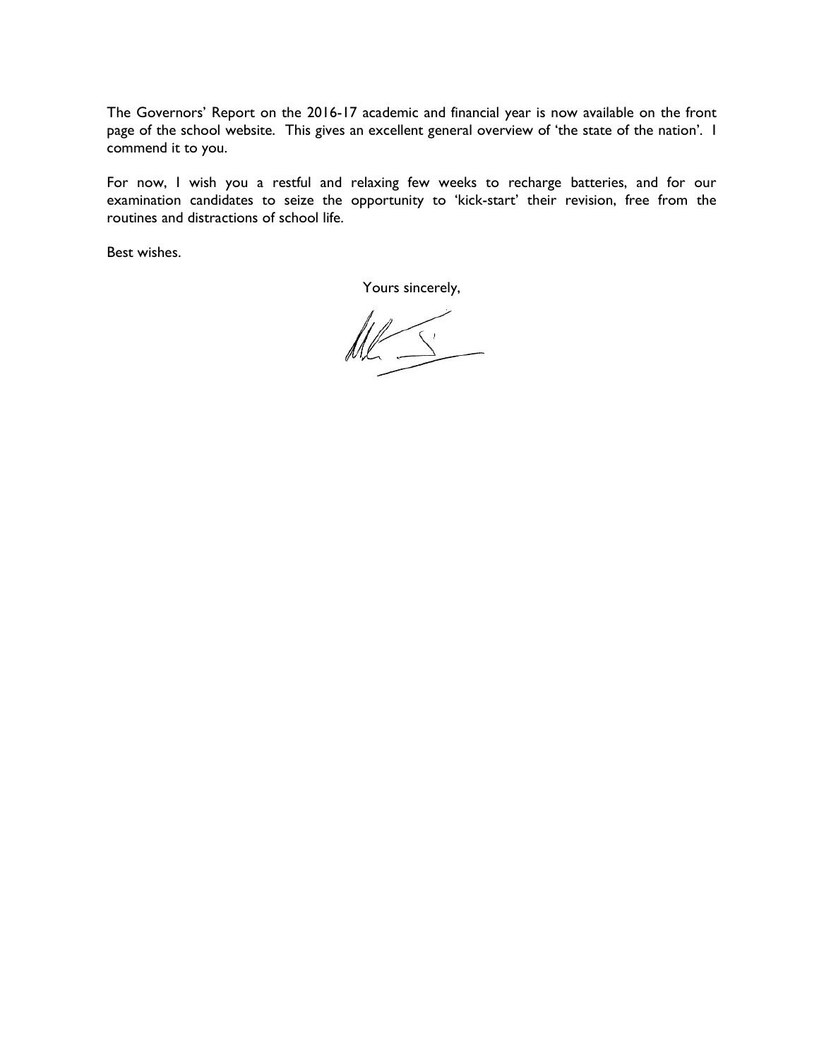The Governors' Report on the 2016-17 academic and financial year is now available on the front page of the school website. This gives an excellent general overview of 'the state of the nation'. I commend it to you.

For now, I wish you a restful and relaxing few weeks to recharge batteries, and for our examination candidates to seize the opportunity to 'kick-start' their revision, free from the routines and distractions of school life.

Best wishes.

Yours sincerely,